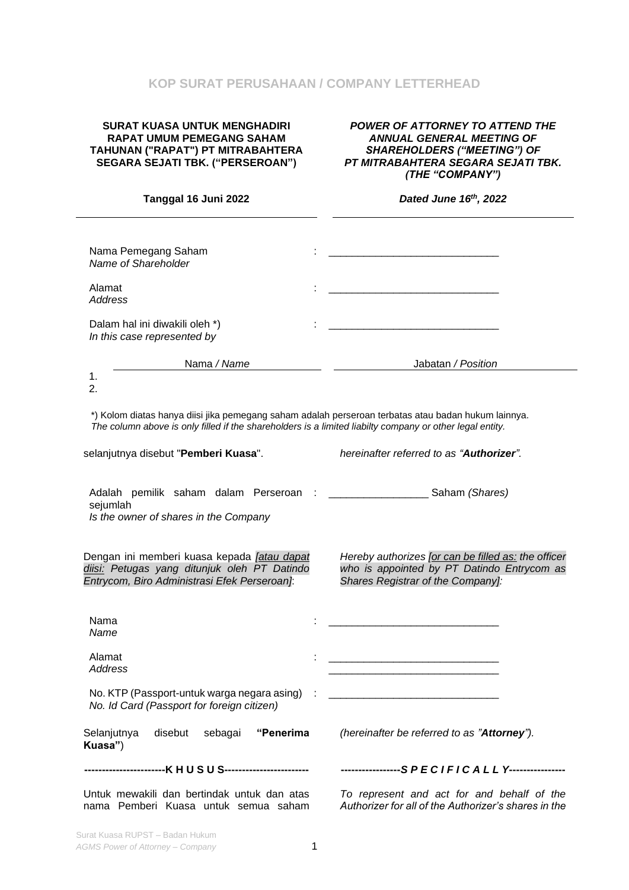**KOP SURAT PERUSAHAAN / COMPANY LETTERHEAD**

| **SURAT KUASA UNTUK MENGHADIRI RAPAT UMUM PEMEGANG SAHAM TAHUNAN ("RAPAT") PT MITRABAHTERA SEGARA SEJATI TBK. ("PERSEROAN")** | ***POWER OF ATTORNEY TO ATTEND THE ANNUAL GENERAL MEETING OF SHAREHOLDERS ("MEETING") OF PT MITRABAHTERA SEGARA SEJATI TBK. (THE "COMPANY")*** |
| --- | --- |
| **Tanggal 16 Juni 2022** | ***Dated June 16th, 2022*** |

Nama Pemegang Saham / *Name of Shareholder* : ____________________________

Alamat / *Address* : ____________________________

Dalam hal ini diwakili oleh *) / *In this case represented by* : ____________________________

| | Nama / *Name* | Jabatan / *Position* |
| --- | --- | --- |
| 1. | | |
| 2. | | |

*) Kolom diatas hanya diisi jika pemegang saham adalah perseroan terbatas atau badan hukum lainnya.
*The column above is only filled if the shareholders is a limited liabilty company or other legal entity.*

selanjutnya disebut "**Pemberi Kuasa**". / *hereinafter referred to as "**Authorizer**".*

Adalah pemilik saham dalam Perseroan sejumlah / *Is the owner of shares in the Company* : _________________ Saham *(Shares)*

Dengan ini memberi kuasa kepada *[atau dapat diisi: Petugas yang ditunjuk oleh PT Datindo Entrycom, Biro Administrasi Efek Perseroan]*:

*Hereby authorizes [or can be filled as: the officer who is appointed by PT Datindo Entrycom as Shares Registrar of the Company]:*

Nama / *Name* : ____________________________

Alamat / *Address* : ____________________________
____________________________

No. KTP (Passport-untuk warga negara asing) / *No. Id Card (Passport for foreign citizen)* : ____________________________

Selanjutnya disebut sebagai **"Penerima Kuasa"**) / *(hereinafter be referred to as "**Attorney**").*

**----------------------K H U S U S------------------------** / ***-----------------S P E C I F I C A L L Y----------------***

Untuk mewakili dan bertindak untuk dan atas nama Pemberi Kuasa untuk semua saham

*To represent and act for and behalf of the Authorizer for all of the Authorizer's shares in the*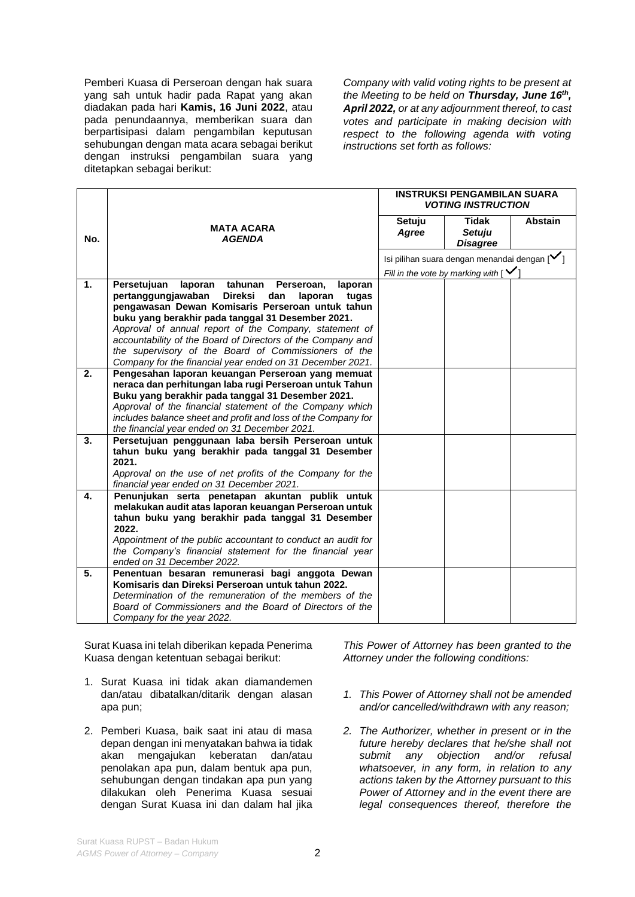Pemberi Kuasa di Perseroan dengan hak suara yang sah untuk hadir pada Rapat yang akan diadakan pada hari **Kamis, 16 Juni 2022**, atau pada penundaannya, memberikan suara dan berpartisipasi dalam pengambilan keputusan sehubungan dengan mata acara sebagai berikut dengan instruksi pengambilan suara yang ditetapkan sebagai berikut:

*Company with valid voting rights to be present at the Meeting to be held on **Thursday, June 16th, April 2022,** or at any adjournment thereof, to cast votes and participate in making decision with respect to the following agenda with voting instructions set forth as follows:*

| No. | MATA ACARA *AGENDA* | INSTRUKSI PENGAMBILAN SUARA *VOTING INSTRUCTION* | | |
|---|---|---|---|---|
| | | Setuju *Agree* | Tidak Setuju *Disagree* | Abstain |
| | | Isi pilihan suara dengan menandai dengan [✓] *Fill in the vote by marking with [✓]* | | |
| 1. | **Persetujuan laporan tahunan Perseroan, laporan pertanggungjawaban Direksi dan laporan tugas pengawasan Dewan Komisaris Perseroan untuk tahun buku yang berakhir pada tanggal 31 Desember 2021.** *Approval of annual report of the Company, statement of accountability of the Board of Directors of the Company and the supervisory of the Board of Commissioners of the Company for the financial year ended on 31 December 2021.* | | | |
| 2. | **Pengesahan laporan keuangan Perseroan yang memuat neraca dan perhitungan laba rugi Perseroan untuk Tahun Buku yang berakhir pada tanggal 31 Desember 2021.** *Approval of the financial statement of the Company which includes balance sheet and profit and loss of the Company for the financial year ended on 31 December 2021.* | | | |
| 3. | **Persetujuan penggunaan laba bersih Perseroan untuk tahun buku yang berakhir pada tanggal 31 Desember 2021.** *Approval on the use of net profits of the Company for the financial year ended on 31 December 2021.* | | | |
| 4. | **Penunjukan serta penetapan akuntan publik untuk melakukan audit atas laporan keuangan Perseroan untuk tahun buku yang berakhir pada tanggal 31 Desember 2022.** *Appointment of the public accountant to conduct an audit for the Company's financial statement for the financial year ended on 31 December 2022.* | | | |
| 5. | **Penentuan besaran remunerasi bagi anggota Dewan Komisaris dan Direksi Perseroan untuk tahun 2022.** *Determination of the remuneration of the members of the Board of Commissioners and the Board of Directors of the Company for the year 2022.* | | | |

Surat Kuasa ini telah diberikan kepada Penerima Kuasa dengan ketentuan sebagai berikut:

*This Power of Attorney has been granted to the Attorney under the following conditions:*

1. Surat Kuasa ini tidak akan diamandemen dan/atau dibatalkan/ditarik dengan alasan apa pun;
2. Pemberi Kuasa, baik saat ini atau di masa depan dengan ini menyatakan bahwa ia tidak akan mengajukan keberatan dan/atau penolakan apa pun, dalam bentuk apa pun, sehubungan dengan tindakan apa pun yang dilakukan oleh Penerima Kuasa sesuai dengan Surat Kuasa ini dan dalam hal jika

1. *This Power of Attorney shall not be amended and/or cancelled/withdrawn with any reason;*
2. *The Authorizer, whether in present or in the future hereby declares that he/she shall not submit any objection and/or refusal whatsoever, in any form, in relation to any actions taken by the Attorney pursuant to this Power of Attorney and in the event there are legal consequences thereof, therefore the*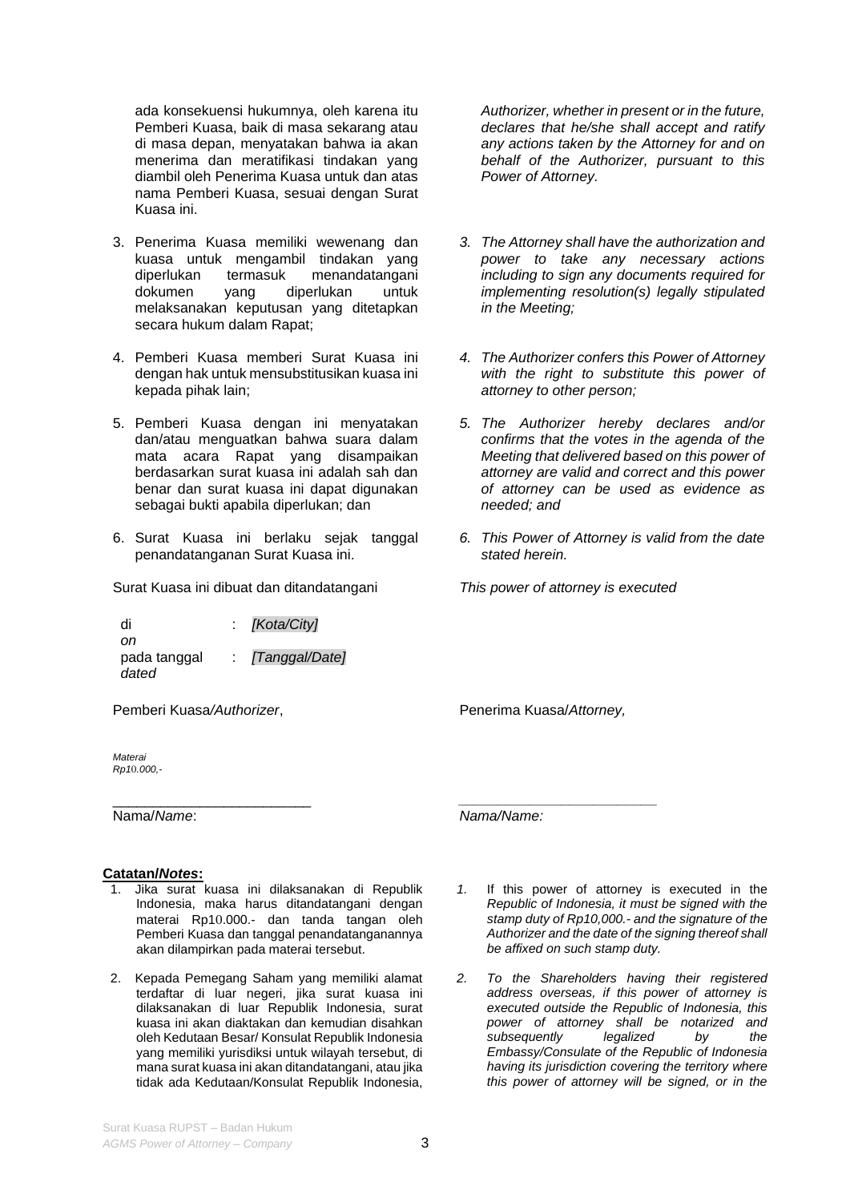ada konsekuensi hukumnya, oleh karena itu Pemberi Kuasa, baik di masa sekarang atau di masa depan, menyatakan bahwa ia akan menerima dan meratifikasi tindakan yang diambil oleh Penerima Kuasa untuk dan atas nama Pemberi Kuasa, sesuai dengan Surat Kuasa ini.

*Authorizer, whether in present or in the future, declares that he/she shall accept and ratify any actions taken by the Attorney for and on behalf of the Authorizer, pursuant to this Power of Attorney.*

3. Penerima Kuasa memiliki wewenang dan kuasa untuk mengambil tindakan yang diperlukan termasuk menandatangani dokumen yang diperlukan untuk melaksanakan keputusan yang ditetapkan secara hukum dalam Rapat;

   *3. The Attorney shall have the authorization and power to take any necessary actions including to sign any documents required for implementing resolution(s) legally stipulated in the Meeting;*

4. Pemberi Kuasa memberi Surat Kuasa ini dengan hak untuk mensubstitusikan kuasa ini kepada pihak lain;

   *4. The Authorizer confers this Power of Attorney with the right to substitute this power of attorney to other person;*

5. Pemberi Kuasa dengan ini menyatakan dan/atau menguatkan bahwa suara dalam mata acara Rapat yang disampaikan berdasarkan surat kuasa ini adalah sah dan benar dan surat kuasa ini dapat digunakan sebagai bukti apabila diperlukan; dan

   *5. The Authorizer hereby declares and/or confirms that the votes in the agenda of the Meeting that delivered based on this power of attorney are valid and correct and this power of attorney can be used as evidence as needed; and*

6. Surat Kuasa ini berlaku sejak tanggal penandatanganan Surat Kuasa ini.

   *6. This Power of Attorney is valid from the date stated herein.*

Surat Kuasa ini dibuat dan ditandatangani

*This power of attorney is executed*

di
*on* : *[Kota/City]*

pada tanggal
*dated* : *[Tanggal/Date]*

Pemberi Kuasa/*Authorizer*,

*Materai Rp10.000,-*

\_\_\_\_\_\_\_\_\_\_\_\_\_\_\_\_\_\_\_\_\_\_\_\_\_\_
Nama/*Name*:

Penerima Kuasa/*Attorney,*

\_\_\_\_\_\_\_\_\_\_\_\_\_\_\_\_\_\_\_\_\_\_\_\_\_\_
*Nama/Name:*

**Catatan/*Notes*:**

1. Jika surat kuasa ini dilaksanakan di Republik Indonesia, maka harus ditandatangani dengan materai Rp10.000.- dan tanda tangan oleh Pemberi Kuasa dan tanggal penandatanganannya akan dilampirkan pada materai tersebut.

   *1.* If this power of attorney is executed in the *Republic of Indonesia, it must be signed with the stamp duty of Rp10,000.- and the signature of the Authorizer and the date of the signing thereof shall be affixed on such stamp duty.*

2. Kepada Pemegang Saham yang memiliki alamat terdaftar di luar negeri, jika surat kuasa ini dilaksanakan di luar Republik Indonesia, surat kuasa ini akan diaktakan dan kemudian disahkan oleh Kedutaan Besar/ Konsulat Republik Indonesia yang memiliki yurisdiksi untuk wilayah tersebut, di mana surat kuasa ini akan ditandatangani, atau jika tidak ada Kedutaan/Konsulat Republik Indonesia,

   *2. To the Shareholders having their registered address overseas, if this power of attorney is executed outside the Republic of Indonesia, this power of attorney shall be notarized and subsequently legalized by the Embassy/Consulate of the Republic of Indonesia having its jurisdiction covering the territory where this power of attorney will be signed, or in the*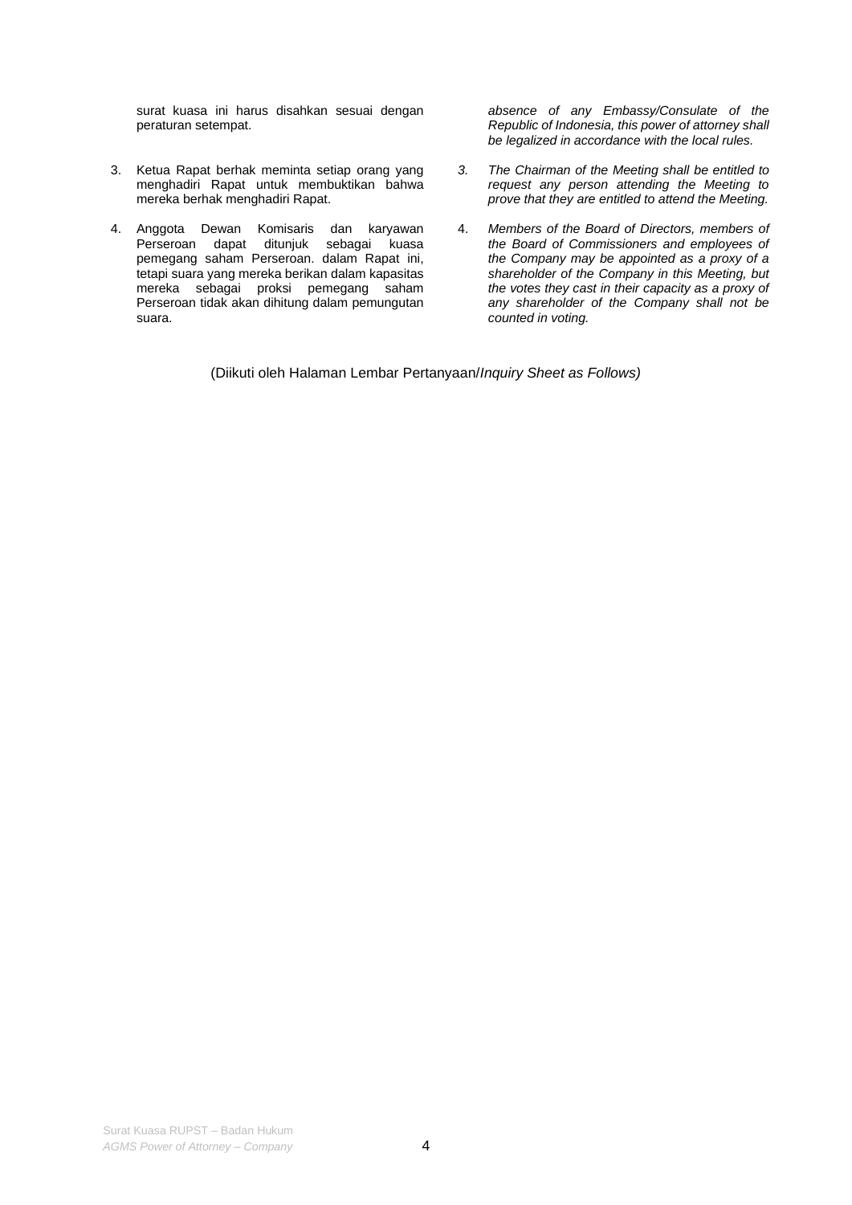surat kuasa ini harus disahkan sesuai dengan peraturan setempat.

3. Ketua Rapat berhak meminta setiap orang yang menghadiri Rapat untuk membuktikan bahwa mereka berhak menghadiri Rapat.

4. Anggota Dewan Komisaris dan karyawan Perseroan dapat ditunjuk sebagai kuasa pemegang saham Perseroan. dalam Rapat ini, tetapi suara yang mereka berikan dalam kapasitas mereka sebagai proksi pemegang saham Perseroan tidak akan dihitung dalam pemungutan suara.

*absence of any Embassy/Consulate of the Republic of Indonesia, this power of attorney shall be legalized in accordance with the local rules.*

3. *The Chairman of the Meeting shall be entitled to request any person attending the Meeting to prove that they are entitled to attend the Meeting.*

4. *Members of the Board of Directors, members of the Board of Commissioners and employees of the Company may be appointed as a proxy of a shareholder of the Company in this Meeting, but the votes they cast in their capacity as a proxy of any shareholder of the Company shall not be counted in voting.*

(Diikuti oleh Halaman Lembar Pertanyaan/*Inquiry Sheet as Follows)*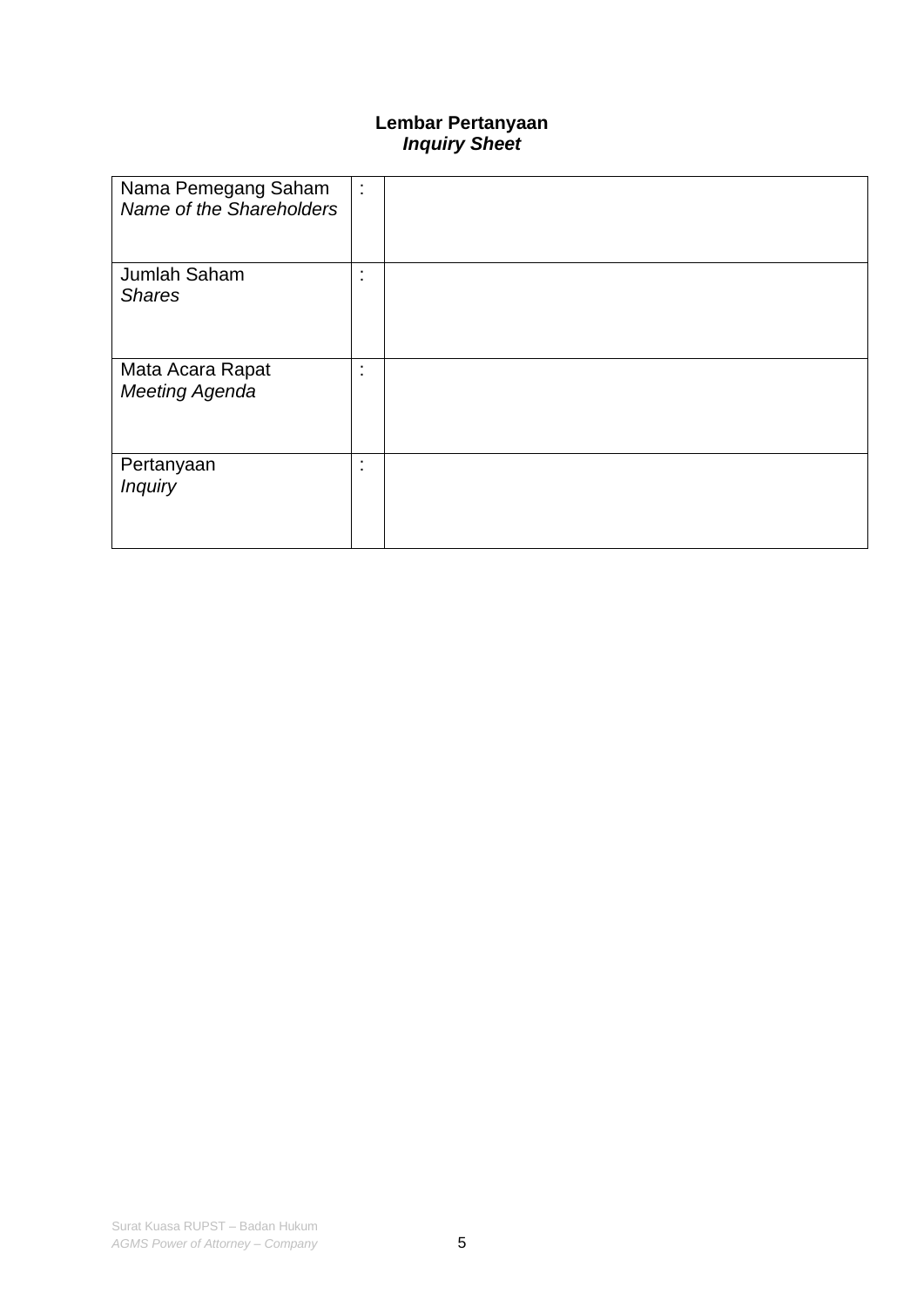**Lembar Pertanyaan**
***Inquiry Sheet***

| | | |
|---|---|---|
| Nama Pemegang Saham<br>*Name of the Shareholders* | : | |
| Jumlah Saham<br>*Shares* | : | |
| Mata Acara Rapat<br>*Meeting Agenda* | : | |
| Pertanyaan<br>*Inquiry* | : | |